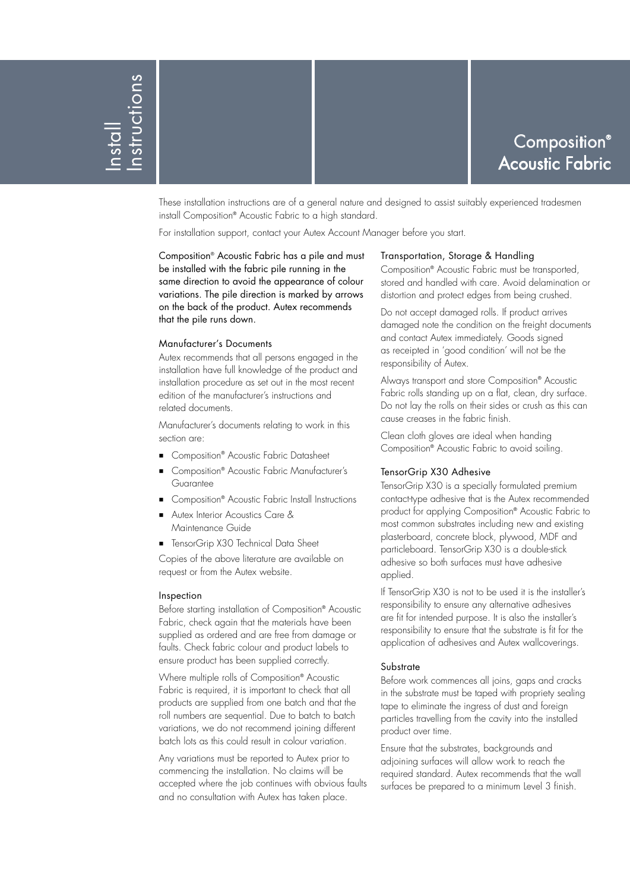# Install Instructions

# Composition® Acoustic Fabric

These installation instructions are of a general nature and designed to assist suitably experienced tradesmen install Composition® Acoustic Fabric to a high standard.

For installation support, contact your Autex Account Manager before you start.

Composition® Acoustic Fabric has a pile and must be installed with the fabric pile running in the same direction to avoid the appearance of colour variations. The pile direction is marked by arrows on the back of the product. Autex recommends that the pile runs down.

## Manufacturer's Documents

Autex recommends that all persons engaged in the installation have full knowledge of the product and installation procedure as set out in the most recent edition of the manufacturer's instructions and related documents.

Manufacturer's documents relating to work in this section are:

- Composition® Acoustic Fabric Datasheet
- Composition® Acoustic Fabric Manufacturer's Guarantee
- Composition® Acoustic Fabric Install Instructions
- Autex Interior Acoustics Care & Maintenance Guide
- TensorGrip X30 Technical Data Sheet

Copies of the above literature are available on request or from the Autex website.

## Inspection

Before starting installation of Composition® Acoustic Fabric, check again that the materials have been supplied as ordered and are free from damage or faults. Check fabric colour and product labels to ensure product has been supplied correctly.

Where multiple rolls of Composition® Acoustic Fabric is required, it is important to check that all products are supplied from one batch and that the roll numbers are sequential. Due to batch to batch variations, we do not recommend joining different batch lots as this could result in colour variation.

Any variations must be reported to Autex prior to commencing the installation. No claims will be accepted where the job continues with obvious faults and no consultation with Autex has taken place.

## Transportation, Storage & Handling

Composition® Acoustic Fabric must be transported, stored and handled with care. Avoid delamination or distortion and protect edges from being crushed.

Do not accept damaged rolls. If product arrives damaged note the condition on the freight documents and contact Autex immediately. Goods signed as receipted in 'good condition' will not be the responsibility of Autex.

Always transport and store Composition® Acoustic Fabric rolls standing up on a flat, clean, dry surface. Do not lay the rolls on their sides or crush as this can cause creases in the fabric finish.

Clean cloth gloves are ideal when handing Composition® Acoustic Fabric to avoid soiling.

## TensorGrip X30 Adhesive

TensorGrip X30 is a specially formulated premium contact-type adhesive that is the Autex recommended product for applying Composition® Acoustic Fabric to most common substrates including new and existing plasterboard, concrete block, plywood, MDF and particleboard. TensorGrip X30 is a double-stick adhesive so both surfaces must have adhesive applied.

If TensorGrip X30 is not to be used it is the installer's responsibility to ensure any alternative adhesives are fit for intended purpose. It is also the installer's responsibility to ensure that the substrate is fit for the application of adhesives and Autex wallcoverings.

## Substrate

Before work commences all joins, gaps and cracks in the substrate must be taped with propriety sealing tape to eliminate the ingress of dust and foreign particles travelling from the cavity into the installed product over time.

Ensure that the substrates, backgrounds and adjoining surfaces will allow work to reach the required standard. Autex recommends that the wall surfaces be prepared to a minimum Level 3 finish.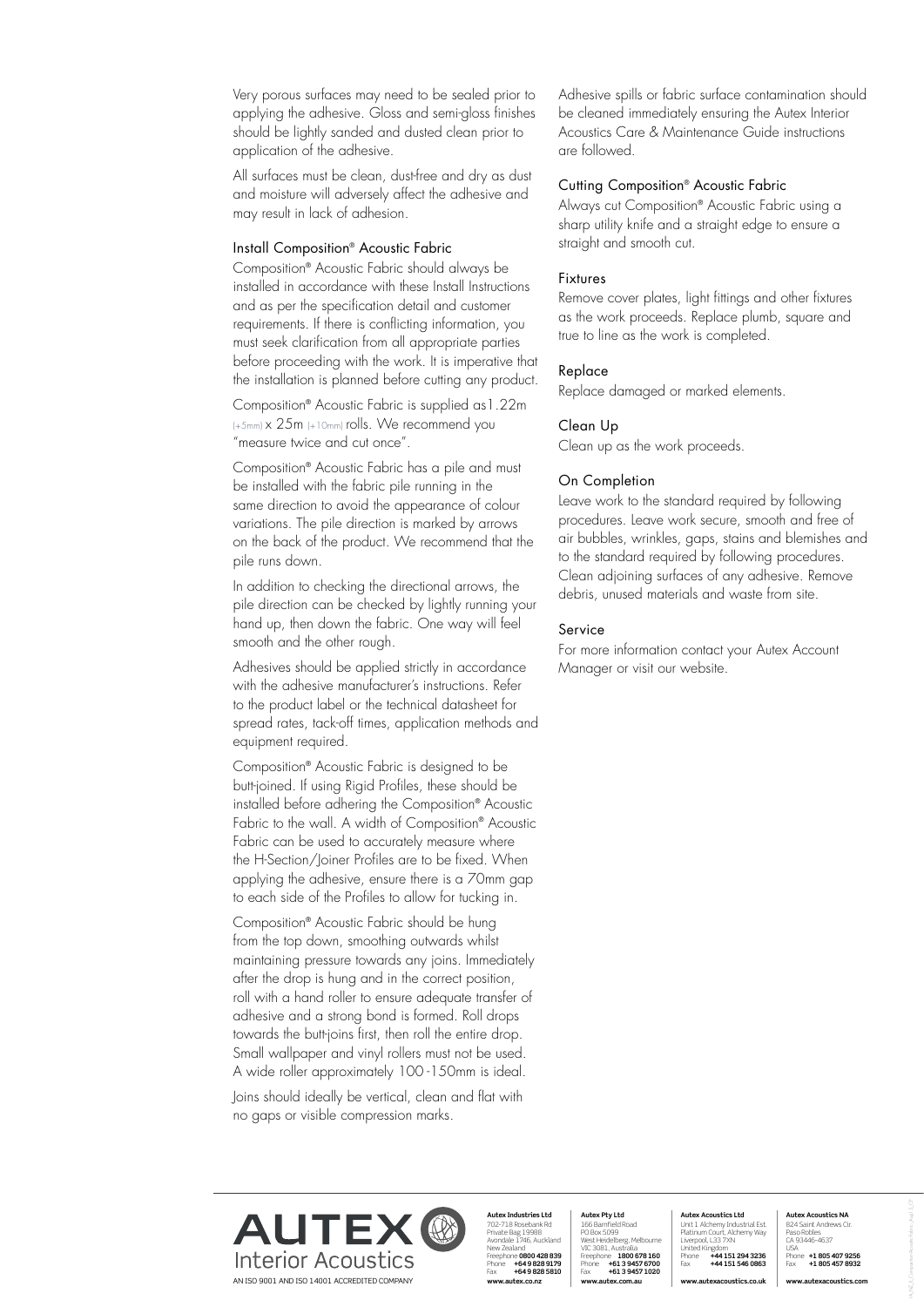Very porous surfaces may need to be sealed prior to applying the adhesive. Gloss and semi-gloss finishes should be lightly sanded and dusted clean prior to application of the adhesive.

All surfaces must be clean, dust-free and dry as dust and moisture will adversely affect the adhesive and may result in lack of adhesion.

### Install Composition® Acoustic Fabric

Composition® Acoustic Fabric should always be installed in accordance with these Install Instructions and as per the specification detail and customer requirements. If there is conflicting information, you must seek clarification from all appropriate parties before proceeding with the work. It is imperative that the installation is planned before cutting any product.

Composition® Acoustic Fabric is supplied as1.22m (+5mm) x 25m (+10mm) rolls. We recommend you "measure twice and cut once".

Composition® Acoustic Fabric has a pile and must be installed with the fabric pile running in the same direction to avoid the appearance of colour variations. The pile direction is marked by arrows on the back of the product. We recommend that the pile runs down.

In addition to checking the directional arrows, the pile direction can be checked by lightly running your hand up, then down the fabric. One way will feel smooth and the other rough.

Adhesives should be applied strictly in accordance with the adhesive manufacturer's instructions. Refer to the product label or the technical datasheet for spread rates, tack-off times, application methods and equipment required.

Composition® Acoustic Fabric is designed to be butt-joined. If using Rigid Profiles, these should be installed before adhering the Composition® Acoustic Fabric to the wall. A width of Composition® Acoustic Fabric can be used to accurately measure where the H-Section/Joiner Profiles are to be fixed. When applying the adhesive, ensure there is a 70mm gap to each side of the Profiles to allow for tucking in.

Composition® Acoustic Fabric should be hung from the top down, smoothing outwards whilst maintaining pressure towards any joins. Immediately after the drop is hung and in the correct position, roll with a hand roller to ensure adequate transfer of adhesive and a strong bond is formed. Roll drops towards the butt-joins first, then roll the entire drop. Small wallpaper and vinyl rollers must not be used. A wide roller approximately 100-150mm is ideal.

Joins should ideally be vertical, clean and flat with no gaps or visible compression marks.

Adhesive spills or fabric surface contamination should be cleaned immediately ensuring the Autex Interior Acoustics Care & Maintenance Guide instructions are followed.

### Cutting Composition® Acoustic Fabric

Always cut Composition® Acoustic Fabric using a sharp utility knife and a straight edge to ensure a straight and smooth cut.

### Fixtures

Remove cover plates, light fittings and other fixtures as the work proceeds. Replace plumb, square and true to line as the work is completed.

### Replace

Replace damaged or marked elements.

### Clean Up

Clean up as the work proceeds.

### On Completion

Leave work to the standard required by following procedures. Leave work secure, smooth and free of air bubbles, wrinkles, gaps, stains and blemishes and to the standard required by following procedures. Clean adjoining surfaces of any adhesive. Remove debris, unused materials and waste from site.

### Service

For more information contact your Autex Account Manager or visit our website.

AUTEX Interior Acoustics
AN ISO 9001 AND ISO 14001 ACCREDITED COMPANY

**Autex Industries Ltd**
702-718 Rosebank Rd
Private Bag 19988
Avondale 1746, Auckland
New Zealand
Freephone **0800 428 839**
Phone **+64 9 828 9179**
Fax **+64 9 828 5810**
**www.autex.co.nz**

**Autex Pty Ltd**
166 Barnfield Road
PO Box 5099
West Heidelberg, Melbourne
VIC 3081, Australia
Freephone **1800 678 160**
Phone **+61 3 9457 6700**
Fax **+61 3 9457 1020**
**www.autex.com.au**

**Autex Acoustics Ltd**
Unit 1 Alchemy Industrial Est.
Platinum Court, Alchemy Way
Liverpool, L33 7XN
United Kingdom
Phone **+44 151 294 3236**
Fax **+44 151 546 0863**
**www.autexacoustics.co.uk**

**Autex Acoustics NA**
824 Saint Andrews Cir.
Paso Robles
CA 93446-4637
USA
Phone **+1 805 407 9256**
Fax **+1 805 457 8932**
**www.autexacoustics.com**